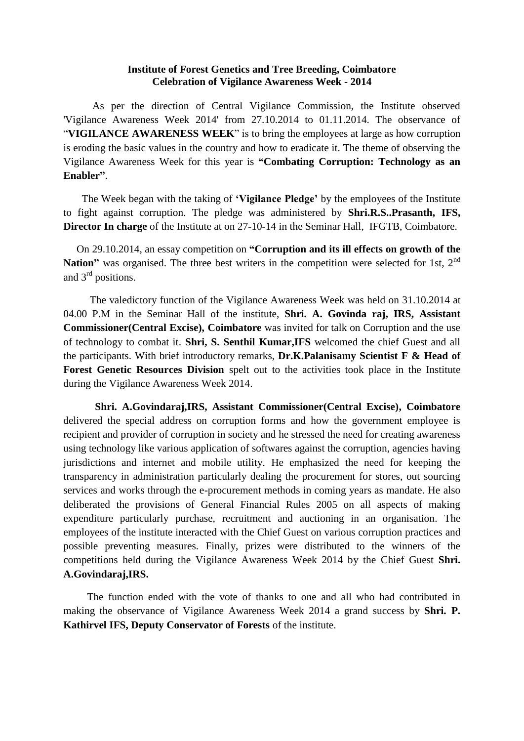**Institute of Forest Genetics and Tree Breeding, Coimbatore**
**Celebration of Vigilance Awareness Week - 2014**

As per the direction of Central Vigilance Commission, the Institute observed 'Vigilance Awareness Week 2014' from 27.10.2014 to 01.11.2014. The observance of "**VIGILANCE AWARENESS WEEK**" is to bring the employees at large as how corruption is eroding the basic values in the country and how to eradicate it. The theme of observing the Vigilance Awareness Week for this year is **"Combating Corruption: Technology as an Enabler"**.

The Week began with the taking of **'Vigilance Pledge'** by the employees of the Institute to fight against corruption. The pledge was administered by **Shri.R.S..Prasanth, IFS, Director In charge** of the Institute at on 27-10-14 in the Seminar Hall, IFGTB, Coimbatore.

On 29.10.2014, an essay competition on **"Corruption and its ill effects on growth of the Nation"** was organised. The three best writers in the competition were selected for 1st, 2nd and 3rd positions.

The valedictory function of the Vigilance Awareness Week was held on 31.10.2014 at 04.00 P.M in the Seminar Hall of the institute, **Shri. A. Govinda raj, IRS, Assistant Commissioner(Central Excise), Coimbatore** was invited for talk on Corruption and the use of technology to combat it. **Shri, S. Senthil Kumar,IFS** welcomed the chief Guest and all the participants. With brief introductory remarks, **Dr.K.Palanisamy Scientist F & Head of Forest Genetic Resources Division** spelt out to the activities took place in the Institute during the Vigilance Awareness Week 2014.

**Shri. A.Govindaraj,IRS, Assistant Commissioner(Central Excise), Coimbatore** delivered the special address on corruption forms and how the government employee is recipient and provider of corruption in society and he stressed the need for creating awareness using technology like various application of softwares against the corruption, agencies having jurisdictions and internet and mobile utility. He emphasized the need for keeping the transparency in administration particularly dealing the procurement for stores, out sourcing services and works through the e-procurement methods in coming years as mandate. He also deliberated the provisions of General Financial Rules 2005 on all aspects of making expenditure particularly purchase, recruitment and auctioning in an organisation. The employees of the institute interacted with the Chief Guest on various corruption practices and possible preventing measures. Finally, prizes were distributed to the winners of the competitions held during the Vigilance Awareness Week 2014 by the Chief Guest **Shri. A.Govindaraj,IRS.**

The function ended with the vote of thanks to one and all who had contributed in making the observance of Vigilance Awareness Week 2014 a grand success by **Shri. P. Kathirvel IFS, Deputy Conservator of Forests** of the institute.